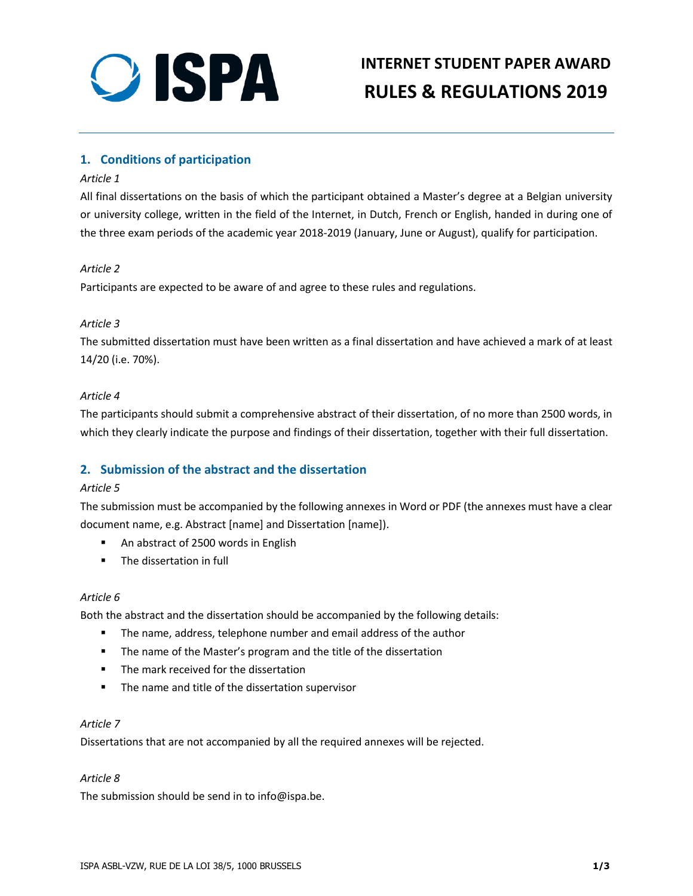ISPA

# INTERNET STUDENT PAPER AWARD
# RULES & REGULATIONS 2019

## 1. Conditions of participation

*Article 1*

All final dissertations on the basis of which the participant obtained a Master's degree at a Belgian university or university college, written in the field of the Internet, in Dutch, French or English, handed in during one of the three exam periods of the academic year 2018-2019 (January, June or August), qualify for participation.

*Article 2*

Participants are expected to be aware of and agree to these rules and regulations.

*Article 3*

The submitted dissertation must have been written as a final dissertation and have achieved a mark of at least 14/20 (i.e. 70%).

*Article 4*

The participants should submit a comprehensive abstract of their dissertation, of no more than 2500 words, in which they clearly indicate the purpose and findings of their dissertation, together with their full dissertation.

## 2. Submission of the abstract and the dissertation

*Article 5*

The submission must be accompanied by the following annexes in Word or PDF (the annexes must have a clear document name, e.g. Abstract [name] and Dissertation [name]).

- An abstract of 2500 words in English
- The dissertation in full

*Article 6*

Both the abstract and the dissertation should be accompanied by the following details:

- The name, address, telephone number and email address of the author
- The name of the Master's program and the title of the dissertation
- The mark received for the dissertation
- The name and title of the dissertation supervisor

*Article 7*

Dissertations that are not accompanied by all the required annexes will be rejected.

*Article 8*

The submission should be send in to info@ispa.be.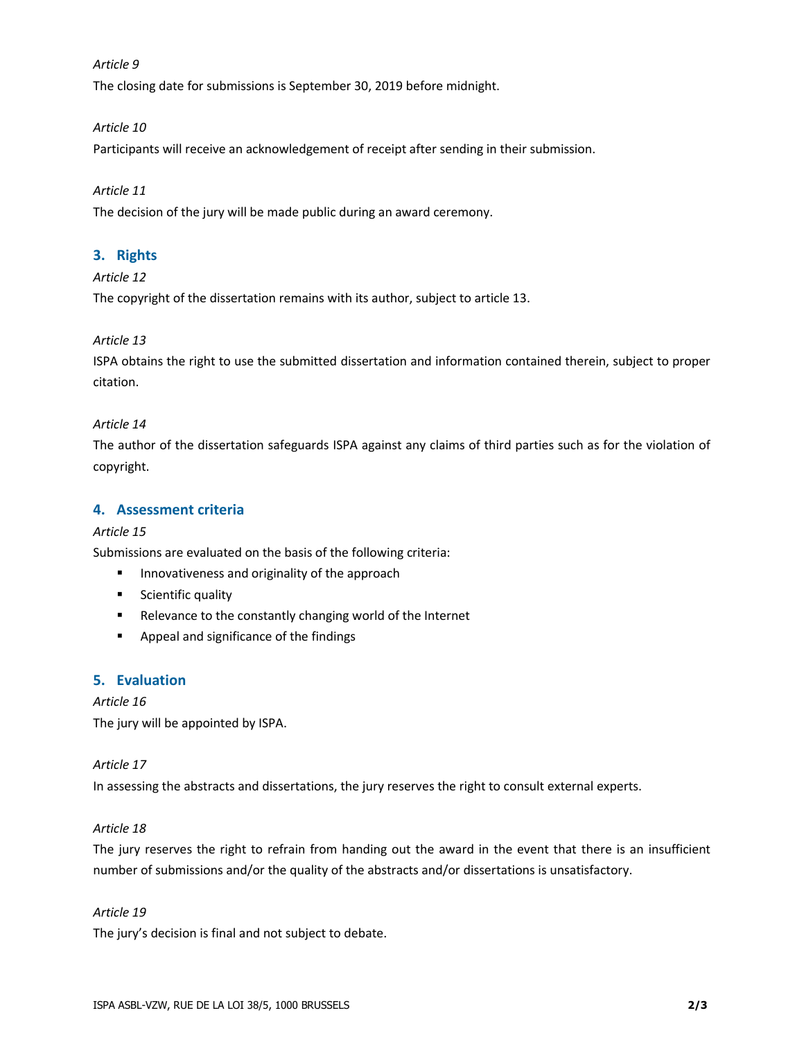*Article 9*

The closing date for submissions is September 30, 2019 before midnight.

*Article 10*

Participants will receive an acknowledgement of receipt after sending in their submission.

*Article 11*

The decision of the jury will be made public during an award ceremony.

## 3. Rights

*Article 12*

The copyright of the dissertation remains with its author, subject to article 13.

*Article 13*

ISPA obtains the right to use the submitted dissertation and information contained therein, subject to proper citation.

*Article 14*

The author of the dissertation safeguards ISPA against any claims of third parties such as for the violation of copyright.

## 4. Assessment criteria

*Article 15*

Submissions are evaluated on the basis of the following criteria:

- Innovativeness and originality of the approach
- Scientific quality
- Relevance to the constantly changing world of the Internet
- Appeal and significance of the findings

## 5. Evaluation

*Article 16*

The jury will be appointed by ISPA.

*Article 17*

In assessing the abstracts and dissertations, the jury reserves the right to consult external experts.

*Article 18*

The jury reserves the right to refrain from handing out the award in the event that there is an insufficient number of submissions and/or the quality of the abstracts and/or dissertations is unsatisfactory.

*Article 19*

The jury's decision is final and not subject to debate.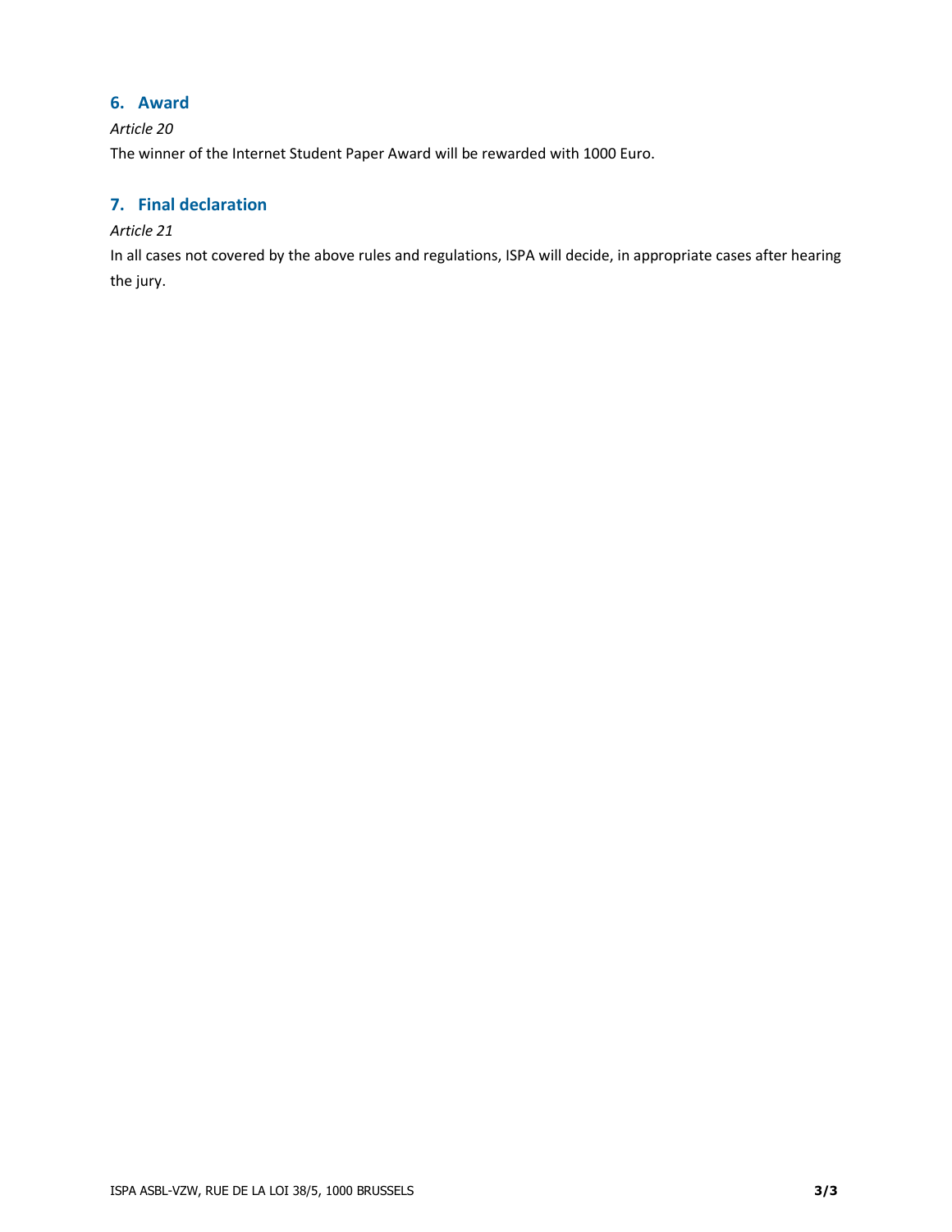## 6. Award

*Article 20*

The winner of the Internet Student Paper Award will be rewarded with 1000 Euro.

## 7. Final declaration

*Article 21*

In all cases not covered by the above rules and regulations, ISPA will decide, in appropriate cases after hearing the jury.